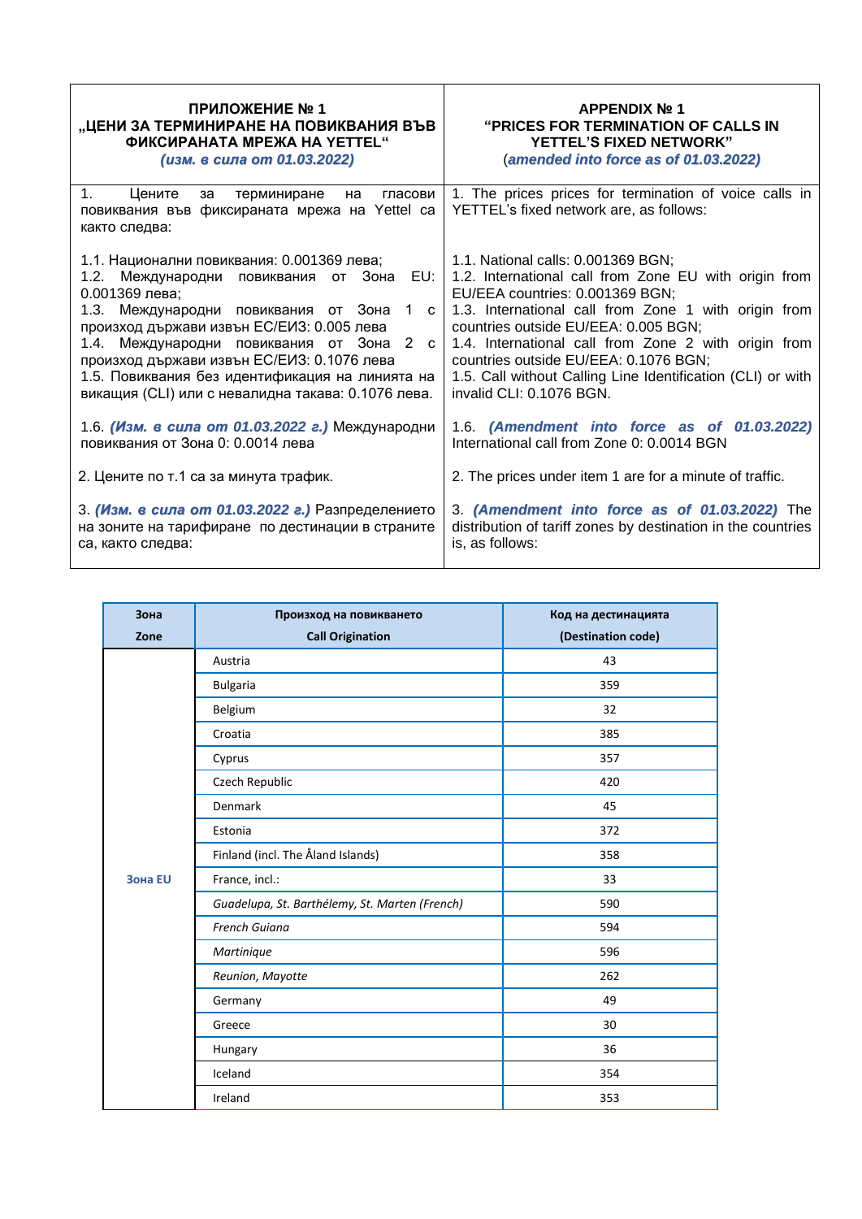| **ПРИЛОЖЕНИЕ № 1**<br>**„ЦЕНИ ЗА ТЕРМИНИРАНЕ НА ПОВИКВАНИЯ ВЪВ ФИКСИРАНАТА МРЕЖА НА YETTEL“**<br>***(изм. в сила от 01.03.2022)*** | **APPENDIX № 1**<br>**“PRICES FOR TERMINATION OF CALLS IN YETTEL’S FIXED NETWORK”**<br>(***amended into force as of 01.03.2022)*** |
|---|---|
| 1. Цените за терминиране на гласови повиквания във фиксираната мрежа на Yettel са както следва:<br><br>1.1. Национални повиквания: 0.001369 лева;<br>1.2. Международни повиквания от Зона EU: 0.001369 лева;<br>1.3. Международни повиквания от Зона 1 с произход държави извън ЕС/ЕИЗ: 0.005 лева<br>1.4. Международни повиквания от Зона 2 с произход държави извън ЕС/ЕИЗ: 0.1076 лева<br>1.5. Повиквания без идентификация на линията на викащия (CLI) или с невалидна такава: 0.1076 лева.<br><br>1.6. ***(Изм. в сила от 01.03.2022 г.)*** Международни повиквания от Зона 0: 0.0014 лева<br><br>2. Цените по т.1 са за минута трафик.<br><br>3. ***(Изм. в сила от 01.03.2022 г.)*** Разпределението на зоните на тарифиране по дестинации в страните са, както следва: | 1. The prices prices for termination of voice calls in YETTEL’s fixed network are, as follows:<br><br>1.1. National calls: 0.001369 BGN;<br>1.2. International call from Zone EU with origin from EU/EEA countries: 0.001369 BGN;<br>1.3. International call from Zone 1 with origin from countries outside EU/EEA: 0.005 BGN;<br>1.4. International call from Zone 2 with origin from countries outside EU/EEA: 0.1076 BGN;<br>1.5. Call without Calling Line Identification (CLI) or with invalid CLI: 0.1076 BGN.<br><br>1.6. ***(Amendment into force as of 01.03.2022)*** International call from Zone 0: 0.0014 BGN<br><br>2. The prices under item 1 are for a minute of traffic.<br><br>3. ***(Amendment into force as of 01.03.2022)*** The distribution of tariff zones by destination in the countries is, as follows: |

| Зона<br>Zone | Произход на повикването<br>Call Origination | Код на дестинацията<br>(Destination code) |
|---|---|---|
| Зона EU | Austria | 43 |
| | Bulgaria | 359 |
| | Belgium | 32 |
| | Croatia | 385 |
| | Cyprus | 357 |
| | Czech Republic | 420 |
| | Denmark | 45 |
| | Estonia | 372 |
| | Finland (incl. The Åland Islands) | 358 |
| | France, incl.: | 33 |
| | *Guadelupa, St. Barthélemy, St. Marten (French)* | 590 |
| | *French Guiana* | 594 |
| | *Martinique* | 596 |
| | *Reunion, Mayotte* | 262 |
| | Germany | 49 |
| | Greece | 30 |
| | Hungary | 36 |
| | Iceland | 354 |
| | Ireland | 353 |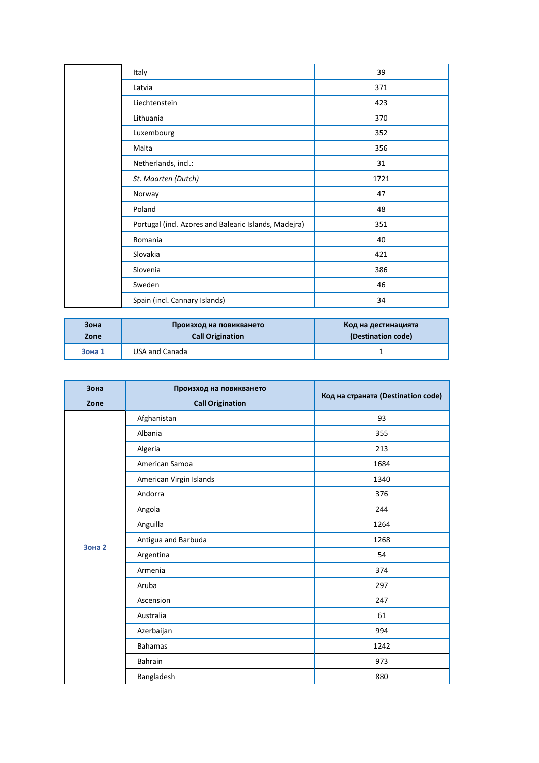| | | |
|---|---|---|
| | Italy | 39 |
| | Latvia | 371 |
| | Liechtenstein | 423 |
| | Lithuania | 370 |
| | Luxembourg | 352 |
| | Malta | 356 |
| | Netherlands, incl.: | 31 |
| | *St. Maarten (Dutch)* | 1721 |
| | Norway | 47 |
| | Poland | 48 |
| | Portugal (incl. Azores and Balearic Islands, Madejra) | 351 |
| | Romania | 40 |
| | Slovakia | 421 |
| | Slovenia | 386 |
| | Sweden | 46 |
| | Spain (incl. Cannary Islands) | 34 |

| Зона<br>Zone | Произход на повикването<br>Call Origination | Код на дестинацията<br>(Destination code) |
|---|---|---|
| Зона 1 | USA and Canada | 1 |

| Зона<br>Zone | Произход на повикването<br>Call Origination | Код на страната (Destination code) |
|---|---|---|
| Зона 2 | Afghanistan | 93 |
| | Albania | 355 |
| | Algeria | 213 |
| | American Samoa | 1684 |
| | American Virgin Islands | 1340 |
| | Andorra | 376 |
| | Angola | 244 |
| | Anguilla | 1264 |
| | Antigua and Barbuda | 1268 |
| | Argentina | 54 |
| | Armenia | 374 |
| | Aruba | 297 |
| | Ascension | 247 |
| | Australia | 61 |
| | Azerbaijan | 994 |
| | Bahamas | 1242 |
| | Bahrain | 973 |
| | Bangladesh | 880 |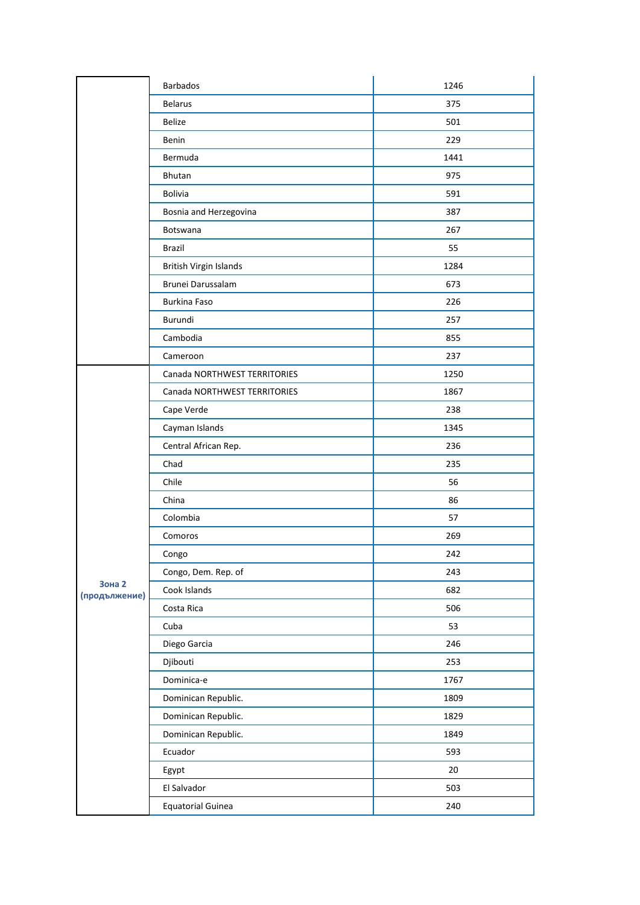| | | |
|---|---|---|
| | Barbados | 1246 |
| | Belarus | 375 |
| | Belize | 501 |
| | Benin | 229 |
| | Bermuda | 1441 |
| | Bhutan | 975 |
| | Bolivia | 591 |
| | Bosnia and Herzegovina | 387 |
| | Botswana | 267 |
| | Brazil | 55 |
| | British Virgin Islands | 1284 |
| | Brunei Darussalam | 673 |
| | Burkina Faso | 226 |
| | Burundi | 257 |
| | Cambodia | 855 |
| | Cameroon | 237 |
| **Зона 2 (продължение)** | Canada NORTHWEST TERRITORIES | 1250 |
| | Canada NORTHWEST TERRITORIES | 1867 |
| | Cape Verde | 238 |
| | Cayman Islands | 1345 |
| | Central African Rep. | 236 |
| | Chad | 235 |
| | Chile | 56 |
| | China | 86 |
| | Colombia | 57 |
| | Comoros | 269 |
| | Congo | 242 |
| | Congo, Dem. Rep. of | 243 |
| | Cook Islands | 682 |
| | Costa Rica | 506 |
| | Cuba | 53 |
| | Diego Garcia | 246 |
| | Djibouti | 253 |
| | Dominica-e | 1767 |
| | Dominican Republic. | 1809 |
| | Dominican Republic. | 1829 |
| | Dominican Republic. | 1849 |
| | Ecuador | 593 |
| | Egypt | 20 |
| | El Salvador | 503 |
| | Equatorial Guinea | 240 |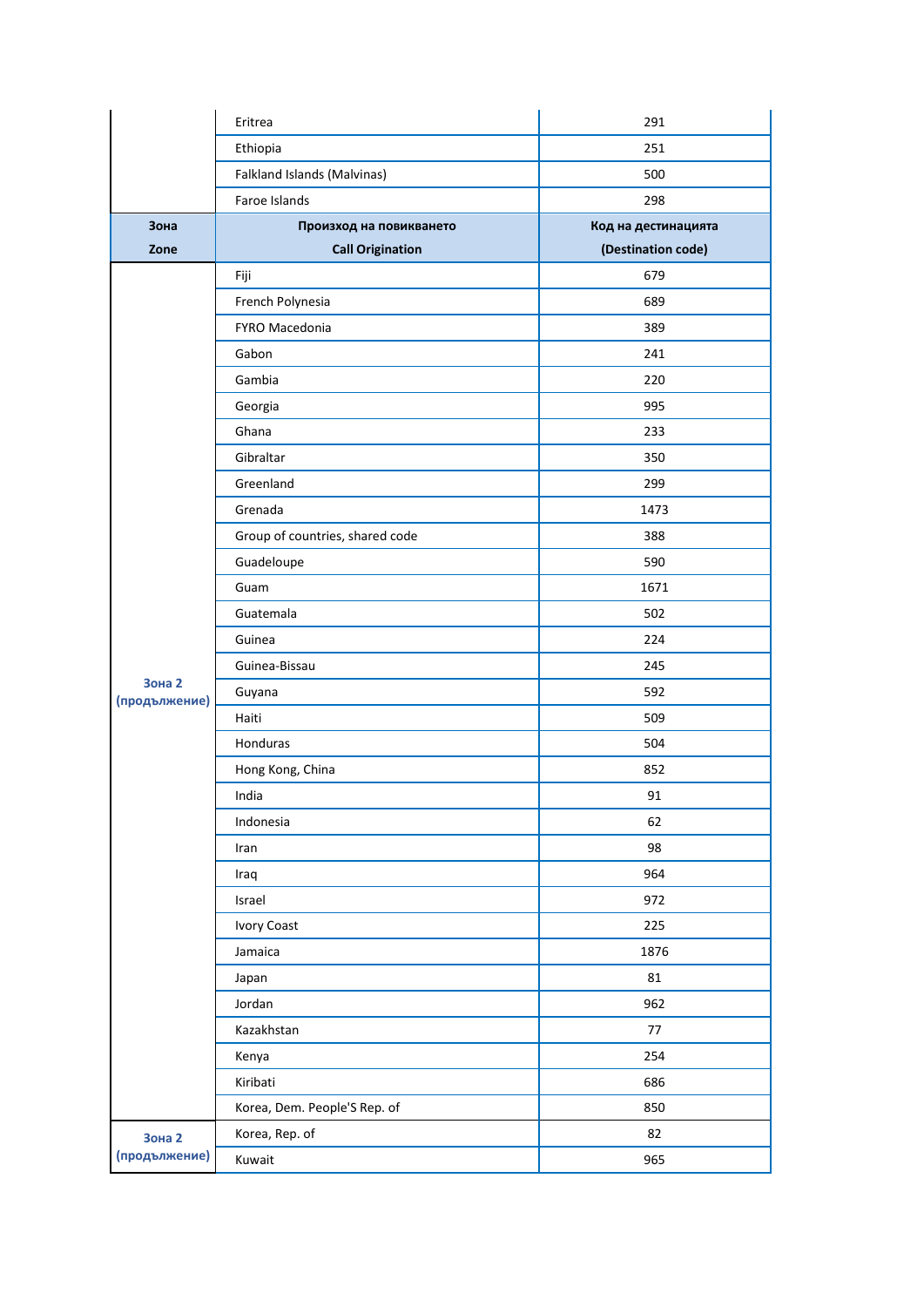| Зона<br>Zone | Произход на повикването<br>Call Origination | Код на дестинацията<br>(Destination code) |
|---|---|---|
| | Eritrea | 291 |
| | Ethiopia | 251 |
| | Falkland Islands (Malvinas) | 500 |
| | Faroe Islands | 298 |
| Зона 2 (продължение) | Fiji | 679 |
| | French Polynesia | 689 |
| | FYRO Macedonia | 389 |
| | Gabon | 241 |
| | Gambia | 220 |
| | Georgia | 995 |
| | Ghana | 233 |
| | Gibraltar | 350 |
| | Greenland | 299 |
| | Grenada | 1473 |
| | Group of countries, shared code | 388 |
| | Guadeloupe | 590 |
| | Guam | 1671 |
| | Guatemala | 502 |
| | Guinea | 224 |
| | Guinea-Bissau | 245 |
| | Guyana | 592 |
| | Haiti | 509 |
| | Honduras | 504 |
| | Hong Kong, China | 852 |
| | India | 91 |
| | Indonesia | 62 |
| | Iran | 98 |
| | Iraq | 964 |
| | Israel | 972 |
| | Ivory Coast | 225 |
| | Jamaica | 1876 |
| | Japan | 81 |
| | Jordan | 962 |
| | Kazakhstan | 77 |
| | Kenya | 254 |
| | Kiribati | 686 |
| | Korea, Dem. People'S Rep. of | 850 |
| Зона 2 (продължение) | Korea, Rep. of | 82 |
| | Kuwait | 965 |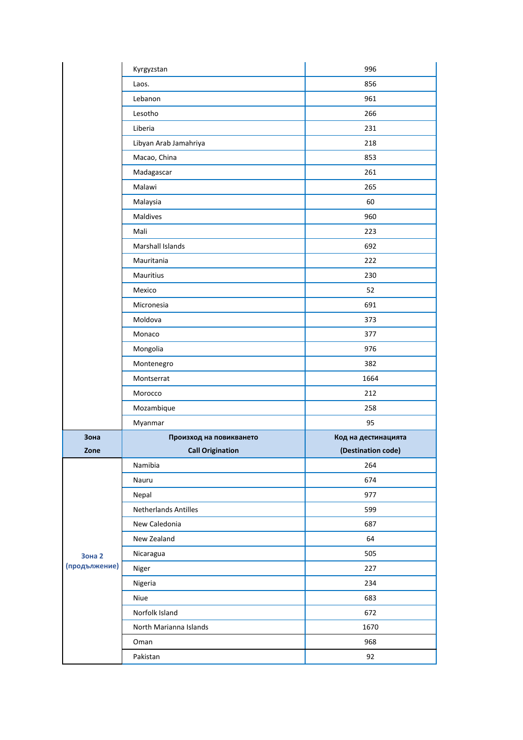| | | |
|---|---|---|
| | Kyrgyzstan | 996 |
| | Laos. | 856 |
| | Lebanon | 961 |
| | Lesotho | 266 |
| | Liberia | 231 |
| | Libyan Arab Jamahriya | 218 |
| | Macao, China | 853 |
| | Madagascar | 261 |
| | Malawi | 265 |
| | Malaysia | 60 |
| | Maldives | 960 |
| | Mali | 223 |
| | Marshall Islands | 692 |
| | Mauritania | 222 |
| | Mauritius | 230 |
| | Mexico | 52 |
| | Micronesia | 691 |
| | Moldova | 373 |
| | Monaco | 377 |
| | Mongolia | 976 |
| | Montenegro | 382 |
| | Montserrat | 1664 |
| | Morocco | 212 |
| | Mozambique | 258 |
| | Myanmar | 95 |

| **Зона Zone** | **Произход на повикването Call Origination** | **Код на дестинацията (Destination code)** |
|---|---|---|
| **Зона 2 (продължение)** | Namibia | 264 |
| | Nauru | 674 |
| | Nepal | 977 |
| | Netherlands Antilles | 599 |
| | New Caledonia | 687 |
| | New Zealand | 64 |
| | Nicaragua | 505 |
| | Niger | 227 |
| | Nigeria | 234 |
| | Niue | 683 |
| | Norfolk Island | 672 |
| | North Marianna Islands | 1670 |
| | Oman | 968 |
| | Pakistan | 92 |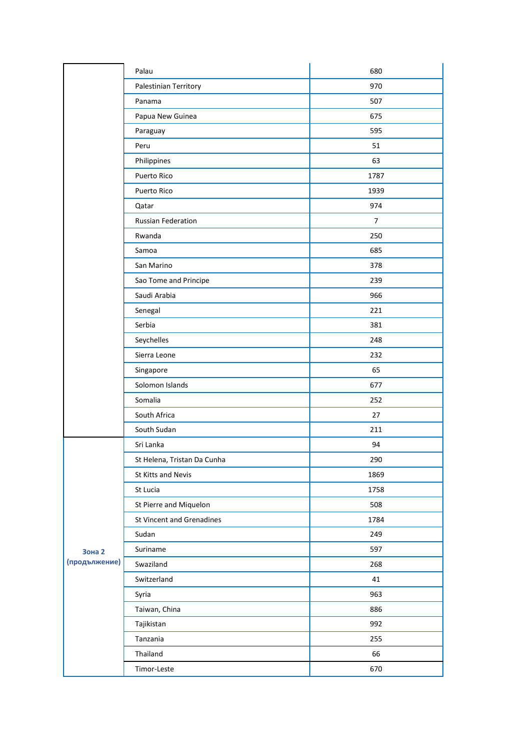|  |  |  |
|---|---|---|
|  | Palau | 680 |
|  | Palestinian Territory | 970 |
|  | Panama | 507 |
|  | Papua New Guinea | 675 |
|  | Paraguay | 595 |
|  | Peru | 51 |
|  | Philippines | 63 |
|  | Puerto Rico | 1787 |
|  | Puerto Rico | 1939 |
|  | Qatar | 974 |
|  | Russian Federation | 7 |
|  | Rwanda | 250 |
|  | Samoa | 685 |
|  | San Marino | 378 |
|  | Sao Tome and Principe | 239 |
|  | Saudi Arabia | 966 |
|  | Senegal | 221 |
|  | Serbia | 381 |
|  | Seychelles | 248 |
|  | Sierra Leone | 232 |
|  | Singapore | 65 |
|  | Solomon Islands | 677 |
|  | Somalia | 252 |
|  | South Africa | 27 |
|  | South Sudan | 211 |
| **Зона 2 (продължение)** | Sri Lanka | 94 |
|  | St Helena, Tristan Da Cunha | 290 |
|  | St Kitts and Nevis | 1869 |
|  | St Lucia | 1758 |
|  | St Pierre and Miquelon | 508 |
|  | St Vincent and Grenadines | 1784 |
|  | Sudan | 249 |
|  | Suriname | 597 |
|  | Swaziland | 268 |
|  | Switzerland | 41 |
|  | Syria | 963 |
|  | Taiwan, China | 886 |
|  | Tajikistan | 992 |
|  | Tanzania | 255 |
|  | Thailand | 66 |
|  | Timor-Leste | 670 |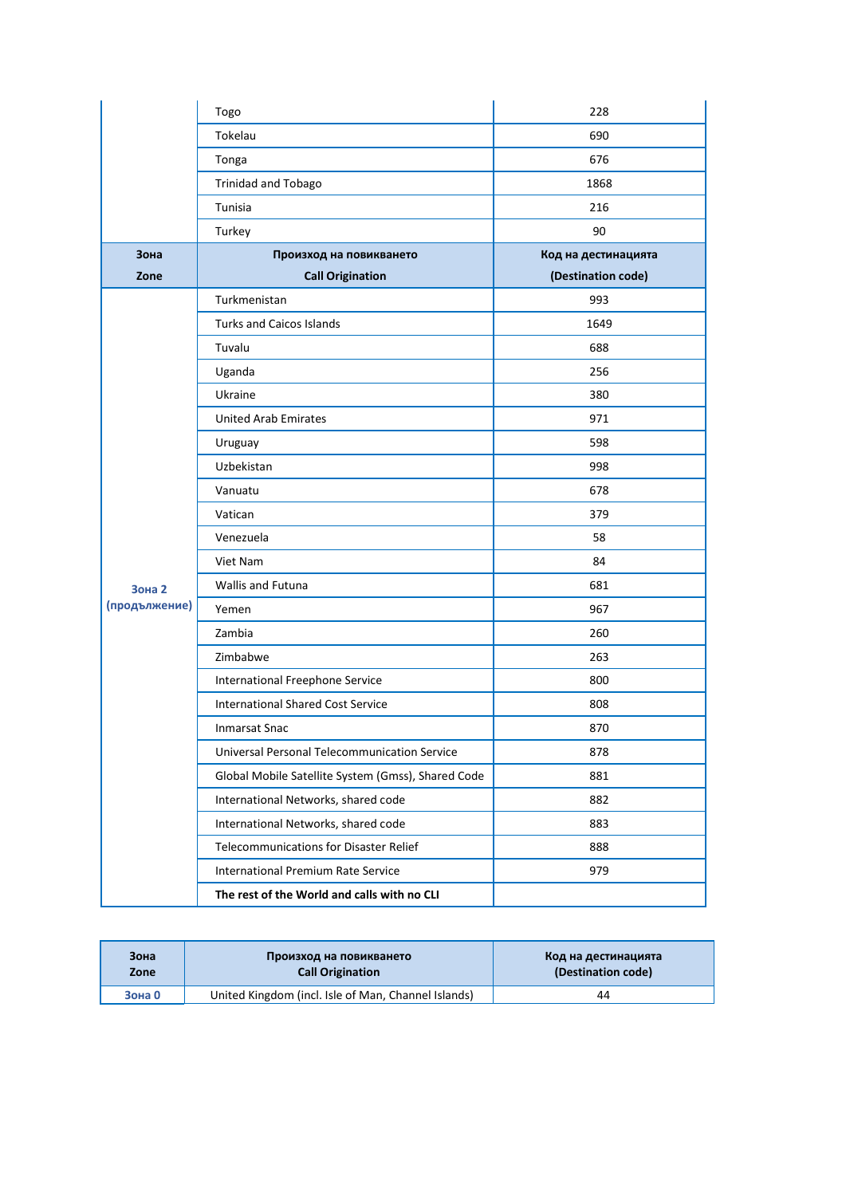| | | |
|---|---|---|
| | Togo | 228 |
| | Tokelau | 690 |
| | Tonga | 676 |
| | Trinidad and Tobago | 1868 |
| | Tunisia | 216 |
| | Turkey | 90 |

| **Зона Zone** | **Произход на повикването Call Origination** | **Код на дестинацията (Destination code)** |
|---|---|---|
| **Зона 2 (продължение)** | Turkmenistan | 993 |
| | Turks and Caicos Islands | 1649 |
| | Tuvalu | 688 |
| | Uganda | 256 |
| | Ukraine | 380 |
| | United Arab Emirates | 971 |
| | Uruguay | 598 |
| | Uzbekistan | 998 |
| | Vanuatu | 678 |
| | Vatican | 379 |
| | Venezuela | 58 |
| | Viet Nam | 84 |
| | Wallis and Futuna | 681 |
| | Yemen | 967 |
| | Zambia | 260 |
| | Zimbabwe | 263 |
| | International Freephone Service | 800 |
| | International Shared Cost Service | 808 |
| | Inmarsat Snac | 870 |
| | Universal Personal Telecommunication Service | 878 |
| | Global Mobile Satellite System (Gmss), Shared Code | 881 |
| | International Networks, shared code | 882 |
| | International Networks, shared code | 883 |
| | Telecommunications for Disaster Relief | 888 |
| | International Premium Rate Service | 979 |
| | **The rest of the World and calls with no CLI** | |

| **Зона Zone** | **Произход на повикването Call Origination** | **Код на дестинацията (Destination code)** |
|---|---|---|
| **Зона 0** | United Kingdom (incl. Isle of Man, Channel Islands) | 44 |